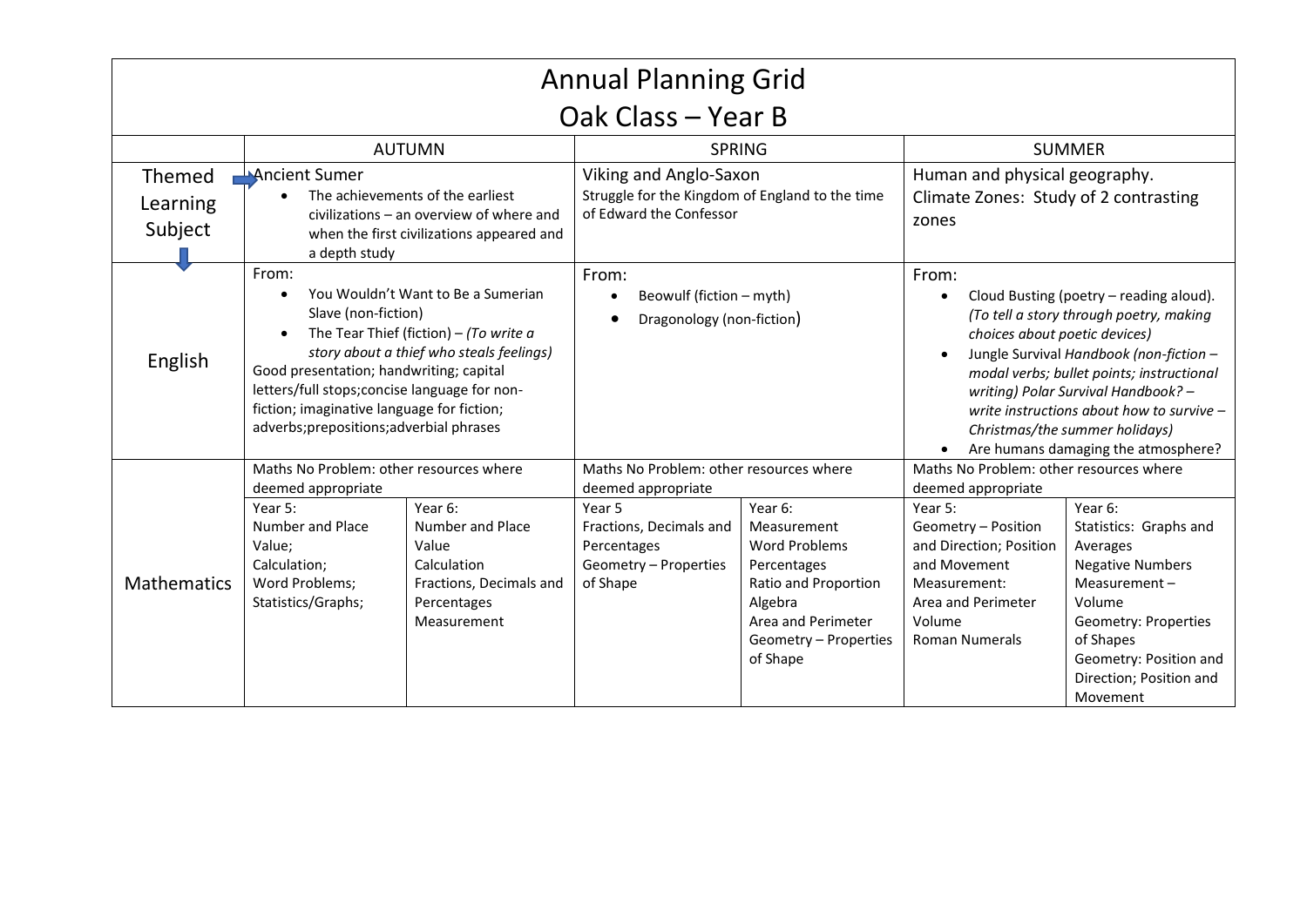# Annual Planning Grid
## Oak Class – Year B

| | AUTUMN | | SPRING | | SUMMER | |
|---|---|---|---|---|---|---|
| Themed Learning Subject | Ancient Sumer<br>• The achievements of the earliest civilizations – an overview of where and when the first civilizations appeared and a depth study | | Viking and Anglo-Saxon<br>Struggle for the Kingdom of England to the time of Edward the Confessor | | Human and physical geography.<br>Climate Zones: Study of 2 contrasting zones | |
| English | From:<br>• You Wouldn't Want to Be a Sumerian Slave (non-fiction)<br>• The Tear Thief (fiction) – *(To write a story about a thief who steals feelings)*<br>Good presentation; handwriting; capital letters/full stops;concise language for non-fiction; imaginative language for fiction; adverbs;prepositions;adverbial phrases | | From:<br>• Beowulf (fiction – myth)<br>• Dragonology (non-fiction) | | From:<br>• Cloud Busting (poetry – reading aloud). *(To tell a story through poetry, making choices about poetic devices)*<br>• Jungle Survival *Handbook (non-fiction – modal verbs; bullet points; instructional writing) Polar Survival Handbook? – write instructions about how to survive – Christmas/the summer holidays)*<br>• Are humans damaging the atmosphere? | |
| Mathematics | Maths No Problem: other resources where deemed appropriate | | Maths No Problem: other resources where deemed appropriate | | Maths No Problem: other resources where deemed appropriate | |
| | Year 5:<br>Number and Place Value;<br>Calculation;<br>Word Problems;<br>Statistics/Graphs; | Year 6:<br>Number and Place Value<br>Calculation<br>Fractions, Decimals and Percentages<br>Measurement | Year 5<br>Fractions, Decimals and Percentages<br>Geometry – Properties of Shape | Year 6:<br>Measurement<br>Word Problems<br>Percentages<br>Ratio and Proportion<br>Algebra<br>Area and Perimeter<br>Geometry – Properties of Shape | Year 5:<br>Geometry – Position and Direction; Position and Movement<br>Measurement:<br>Area and Perimeter<br>Volume<br>Roman Numerals | Year 6:<br>Statistics: Graphs and Averages<br>Negative Numbers<br>Measurement – Volume<br>Geometry: Properties of Shapes<br>Geometry: Position and Direction; Position and Movement |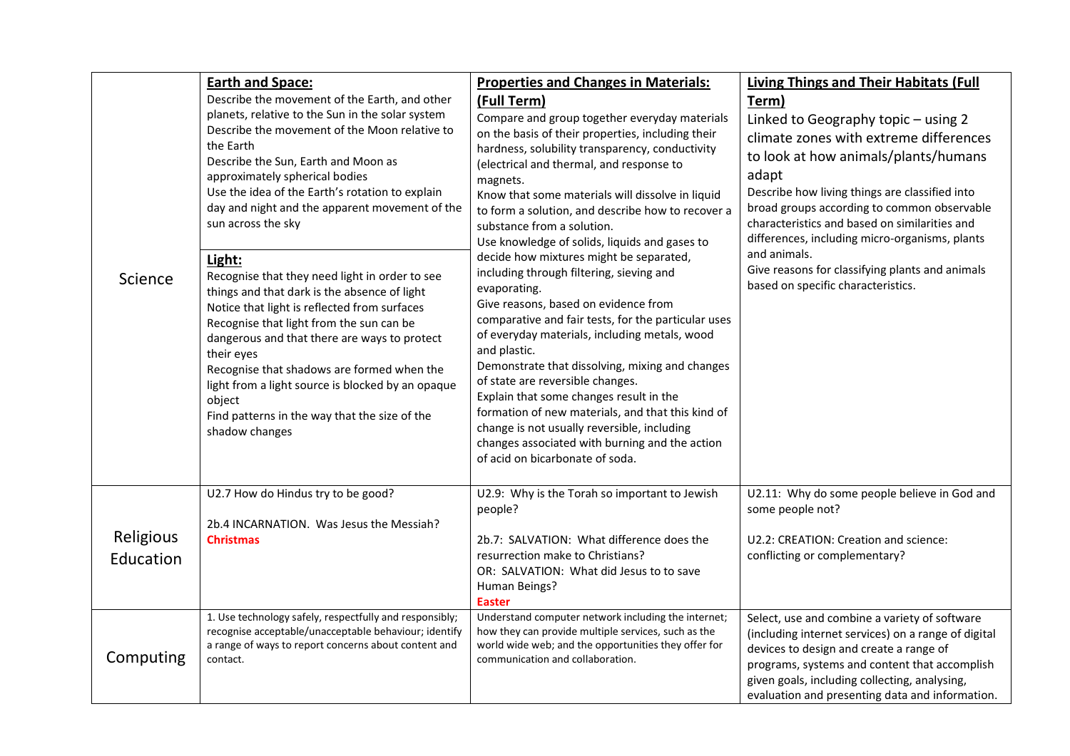| | | | |
|---|---|---|---|
| Science | **Earth and Space:**<br>Describe the movement of the Earth, and other planets, relative to the Sun in the solar system<br>Describe the movement of the Moon relative to the Earth<br>Describe the Sun, Earth and Moon as approximately spherical bodies<br>Use the idea of the Earth's rotation to explain day and night and the apparent movement of the sun across the sky<br><br>**Light:**<br>Recognise that they need light in order to see things and that dark is the absence of light<br>Notice that light is reflected from surfaces<br>Recognise that light from the sun can be dangerous and that there are ways to protect their eyes<br>Recognise that shadows are formed when the light from a light source is blocked by an opaque object<br>Find patterns in the way that the size of the shadow changes | **Properties and Changes in Materials: (Full Term)**<br>Compare and group together everyday materials on the basis of their properties, including their hardness, solubility transparency, conductivity (electrical and thermal, and response to magnets.<br>Know that some materials will dissolve in liquid to form a solution, and describe how to recover a substance from a solution.<br>Use knowledge of solids, liquids and gases to decide how mixtures might be separated, including through filtering, sieving and evaporating.<br>Give reasons, based on evidence from comparative and fair tests, for the particular uses of everyday materials, including metals, wood and plastic.<br>Demonstrate that dissolving, mixing and changes of state are reversible changes.<br>Explain that some changes result in the formation of new materials, and that this kind of change is not usually reversible, including changes associated with burning and the action of acid on bicarbonate of soda. | **Living Things and Their Habitats (Full Term)**<br>Linked to Geography topic – using 2 climate zones with extreme differences to look at how animals/plants/humans adapt<br>Describe how living things are classified into broad groups according to common observable characteristics and based on similarities and differences, including micro-organisms, plants and animals.<br>Give reasons for classifying plants and animals based on specific characteristics. |
| Religious Education | U2.7 How do Hindus try to be good?<br><br>2b.4 INCARNATION. Was Jesus the Messiah?<br>**Christmas** | U2.9: Why is the Torah so important to Jewish people?<br><br>2b.7: SALVATION: What difference does the resurrection make to Christians?<br>OR: SALVATION: What did Jesus to to save Human Beings?<br>**Easter** | U2.11: Why do some people believe in God and some people not?<br><br>U2.2: CREATION: Creation and science: conflicting or complementary? |
| Computing | 1. Use technology safely, respectfully and responsibly; recognise acceptable/unacceptable behaviour; identify a range of ways to report concerns about content and contact. | Understand computer network including the internet; how they can provide multiple services, such as the world wide web; and the opportunities they offer for communication and collaboration. | Select, use and combine a variety of software (including internet services) on a range of digital devices to design and create a range of programs, systems and content that accomplish given goals, including collecting, analysing, evaluation and presenting data and information. |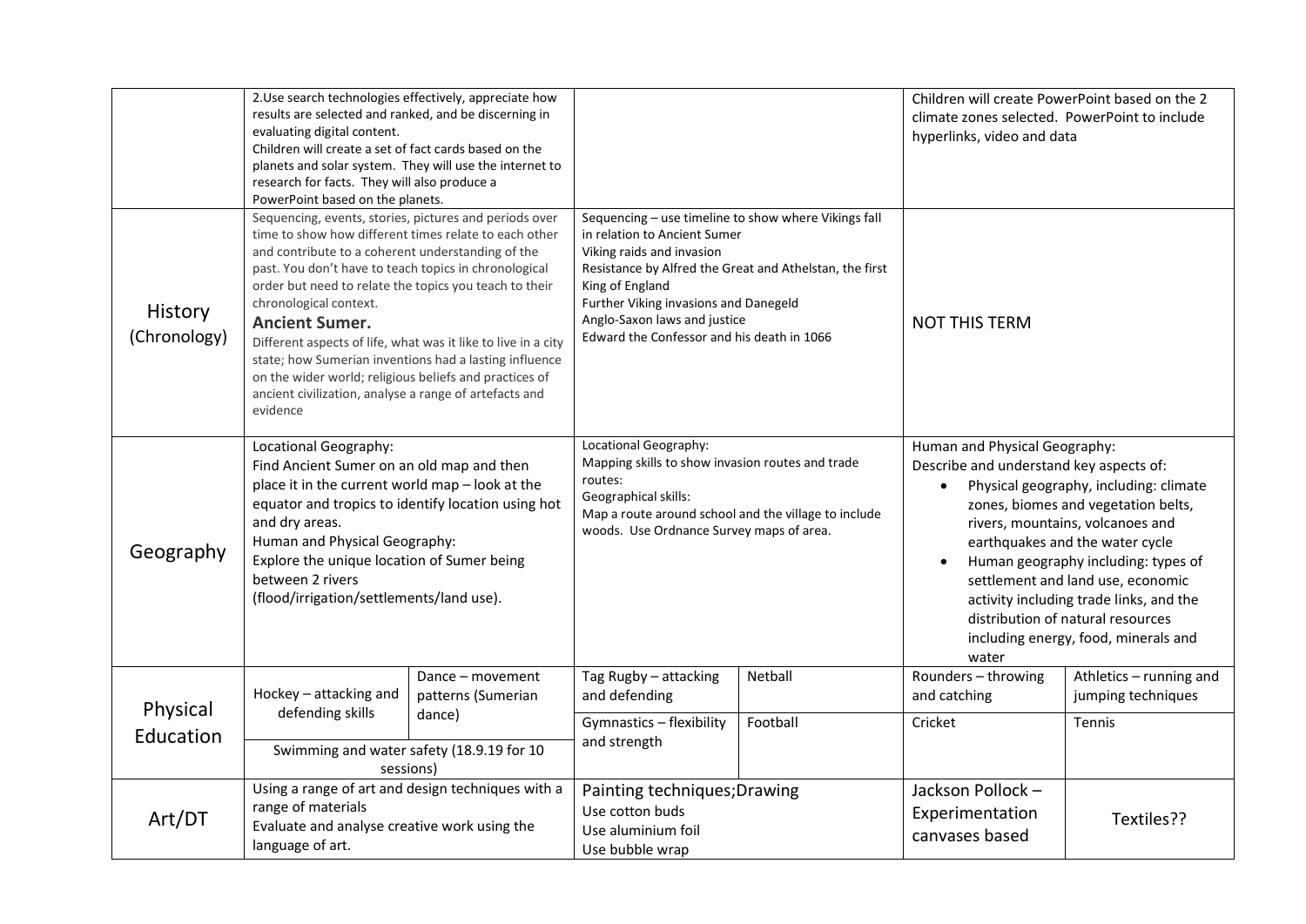| | | | | | | |
|---|---|---|---|---|---|---|
| | 2.Use search technologies effectively, appreciate how results are selected and ranked, and be discerning in evaluating digital content.<br>Children will create a set of fact cards based on the planets and solar system. They will use the internet to research for facts. They will also produce a PowerPoint based on the planets. | | | | Children will create PowerPoint based on the 2 climate zones selected. PowerPoint to include hyperlinks, video and data | |
| History (Chronology) | Sequencing, events, stories, pictures and periods over time to show how different times relate to each other and contribute to a coherent understanding of the past. You don't have to teach topics in chronological order but need to relate the topics you teach to their chronological context.<br>**Ancient Sumer.**<br>Different aspects of life, what was it like to live in a city state; how Sumerian inventions had a lasting influence on the wider world; religious beliefs and practices of ancient civilization, analyse a range of artefacts and evidence | | Sequencing – use timeline to show where Vikings fall in relation to Ancient Sumer<br>Viking raids and invasion<br>Resistance by Alfred the Great and Athelstan, the first King of England<br>Further Viking invasions and Danegeld<br>Anglo-Saxon laws and justice<br>Edward the Confessor and his death in 1066 | | NOT THIS TERM | |
| Geography | Locational Geography:<br>Find Ancient Sumer on an old map and then place it in the current world map – look at the equator and tropics to identify location using hot and dry areas.<br>Human and Physical Geography:<br>Explore the unique location of Sumer being between 2 rivers (flood/irrigation/settlements/land use). | | Locational Geography:<br>Mapping skills to show invasion routes and trade routes:<br>Geographical skills:<br>Map a route around school and the village to include woods. Use Ordnance Survey maps of area. | | Human and Physical Geography:<br>Describe and understand key aspects of:<br>• Physical geography, including: climate zones, biomes and vegetation belts, rivers, mountains, volcanoes and earthquakes and the water cycle<br>• Human geography including: types of settlement and land use, economic activity including trade links, and the distribution of natural resources including energy, food, minerals and water | |
| Physical Education | Hockey – attacking and defending skills | Dance – movement patterns (Sumerian dance) | Tag Rugby – attacking and defending | Netball | Rounders – throwing and catching | Athletics – running and jumping techniques |
| | Swimming and water safety (18.9.19 for 10 sessions) | | Gymnastics – flexibility and strength | Football | Cricket | Tennis |
| Art/DT | Using a range of art and design techniques with a range of materials<br>Evaluate and analyse creative work using the language of art. | | Painting techniques;Drawing<br>Use cotton buds<br>Use aluminium foil<br>Use bubble wrap | | Jackson Pollock – Experimentation canvases based | Textiles?? |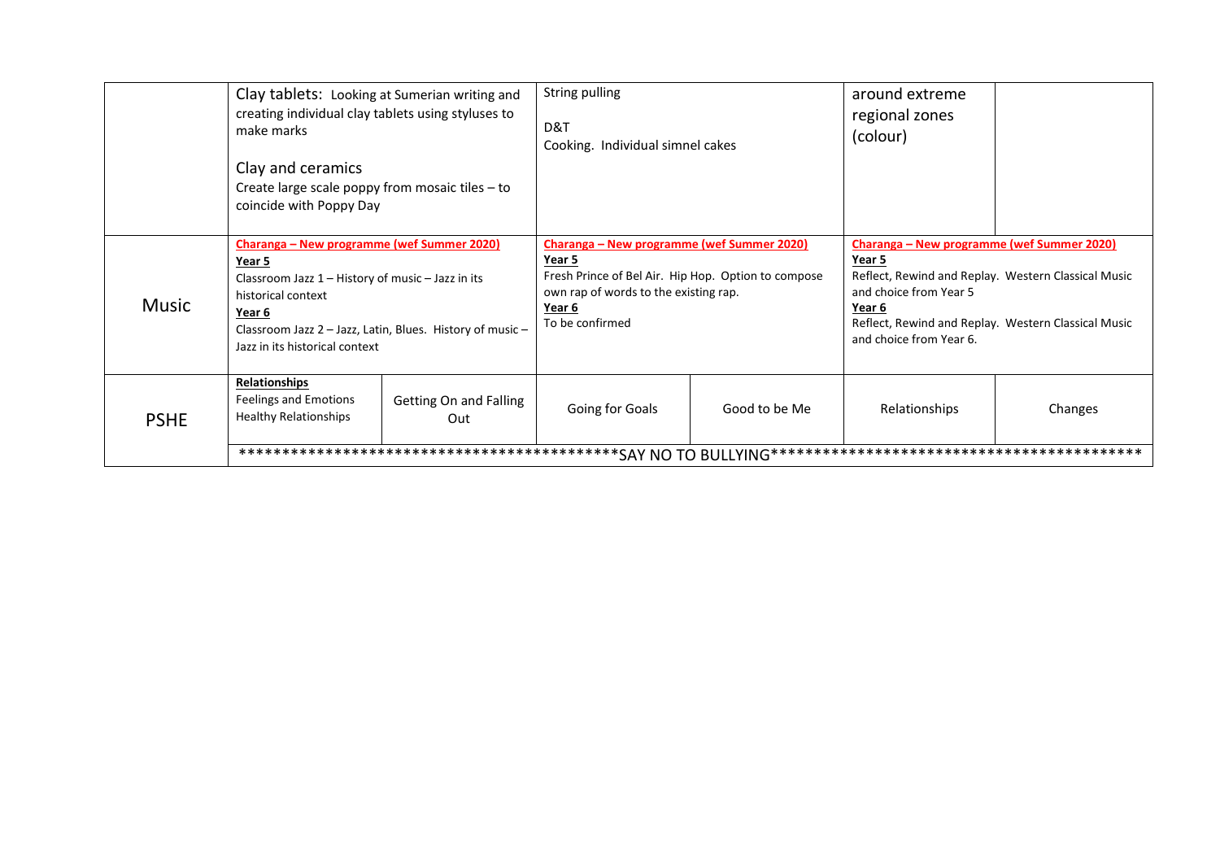| | | | | | | |
|---|---|---|---|---|---|---|
| | Clay tablets: Looking at Sumerian writing and creating individual clay tablets using styluses to make marks<br><br>Clay and ceramics<br>Create large scale poppy from mosaic tiles – to coincide with Poppy Day | | String pulling<br><br>D&T<br>Cooking. Individual simnel cakes | | around extreme regional zones (colour) | |
| Music | **Charanga – New programme (wef Summer 2020)**<br>**Year 5**<br>Classroom Jazz 1 – History of music – Jazz in its historical context<br>**Year 6**<br>Classroom Jazz 2 – Jazz, Latin, Blues. History of music – Jazz in its historical context | | **Charanga – New programme (wef Summer 2020)**<br>**Year 5**<br>Fresh Prince of Bel Air. Hip Hop. Option to compose own rap of words to the existing rap.<br>**Year 6**<br>To be confirmed | | **Charanga – New programme (wef Summer 2020)**<br>**Year 5**<br>Reflect, Rewind and Replay. Western Classical Music and choice from Year 5<br>**Year 6**<br>Reflect, Rewind and Replay. Western Classical Music and choice from Year 6. | |
| PSHE | **Relationships**<br>Feelings and Emotions<br>Healthy Relationships | Getting On and Falling Out | Going for Goals | Good to be Me | Relationships | Changes |
| | ******************************************SAY NO TO BULLYING****************************************** | | | | | |